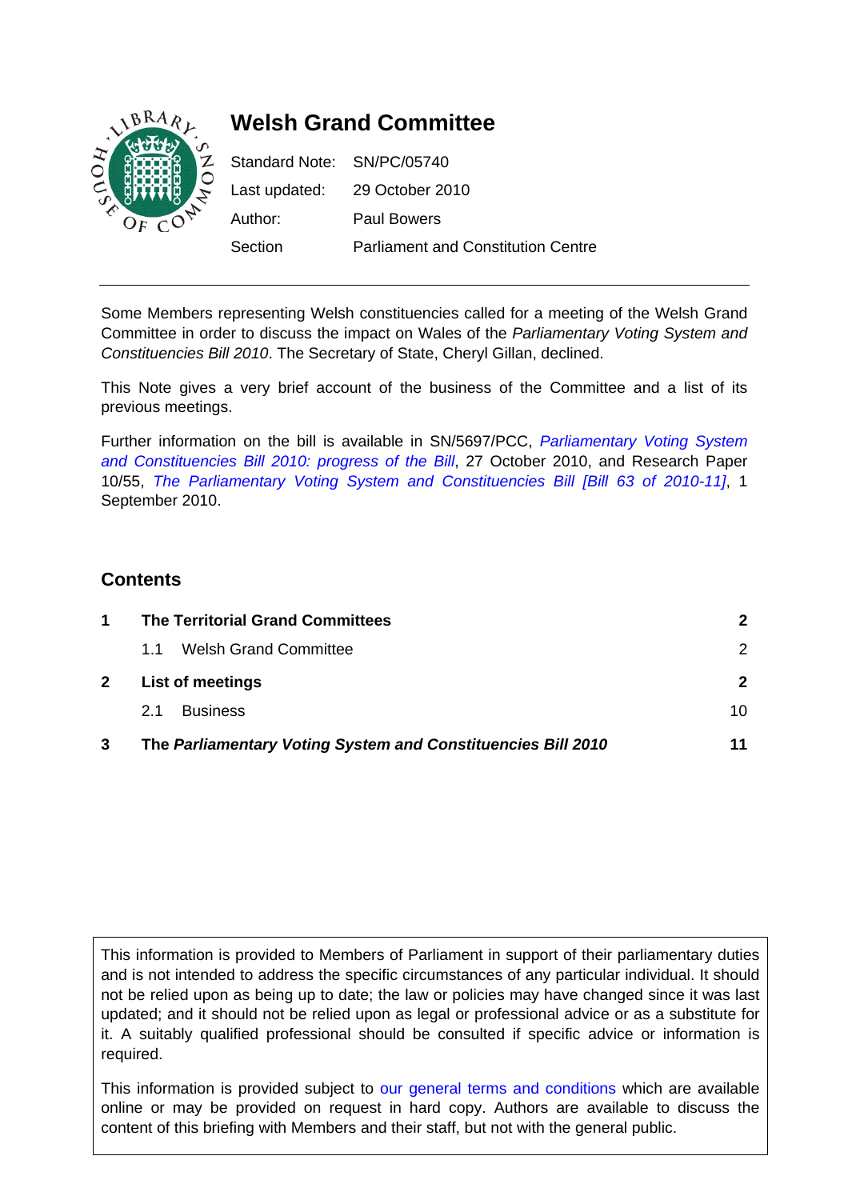# Welsh Grand Committee

Standard Note: SN/PC/05740

Last updated: 29 October 2010

Author: Paul Bowers

Section: Parliament and Constitution Centre

Some Members representing Welsh constituencies called for a meeting of the Welsh Grand Committee in order to discuss the impact on Wales of the *Parliamentary Voting System and Constituencies Bill 2010*. The Secretary of State, Cheryl Gillan, declined.

This Note gives a very brief account of the business of the Committee and a list of its previous meetings.

Further information on the bill is available in SN/5697/PCC, *Parliamentary Voting System and Constituencies Bill 2010: progress of the Bill*, 27 October 2010, and Research Paper 10/55, *The Parliamentary Voting System and Constituencies Bill [Bill 63 of 2010-11]*, 1 September 2010.

## Contents

| | | |
|---|---|---|
| **1** | **The Territorial Grand Committees** | **2** |
| | 1.1 Welsh Grand Committee | 2 |
| **2** | **List of meetings** | **2** |
| | 2.1 Business | 10 |
| **3** | **The *Parliamentary Voting System and Constituencies Bill 2010*** | **11** |

This information is provided to Members of Parliament in support of their parliamentary duties and is not intended to address the specific circumstances of any particular individual. It should not be relied upon as being up to date; the law or policies may have changed since it was last updated; and it should not be relied upon as legal or professional advice or as a substitute for it. A suitably qualified professional should be consulted if specific advice or information is required.

This information is provided subject to our general terms and conditions which are available online or may be provided on request in hard copy. Authors are available to discuss the content of this briefing with Members and their staff, but not with the general public.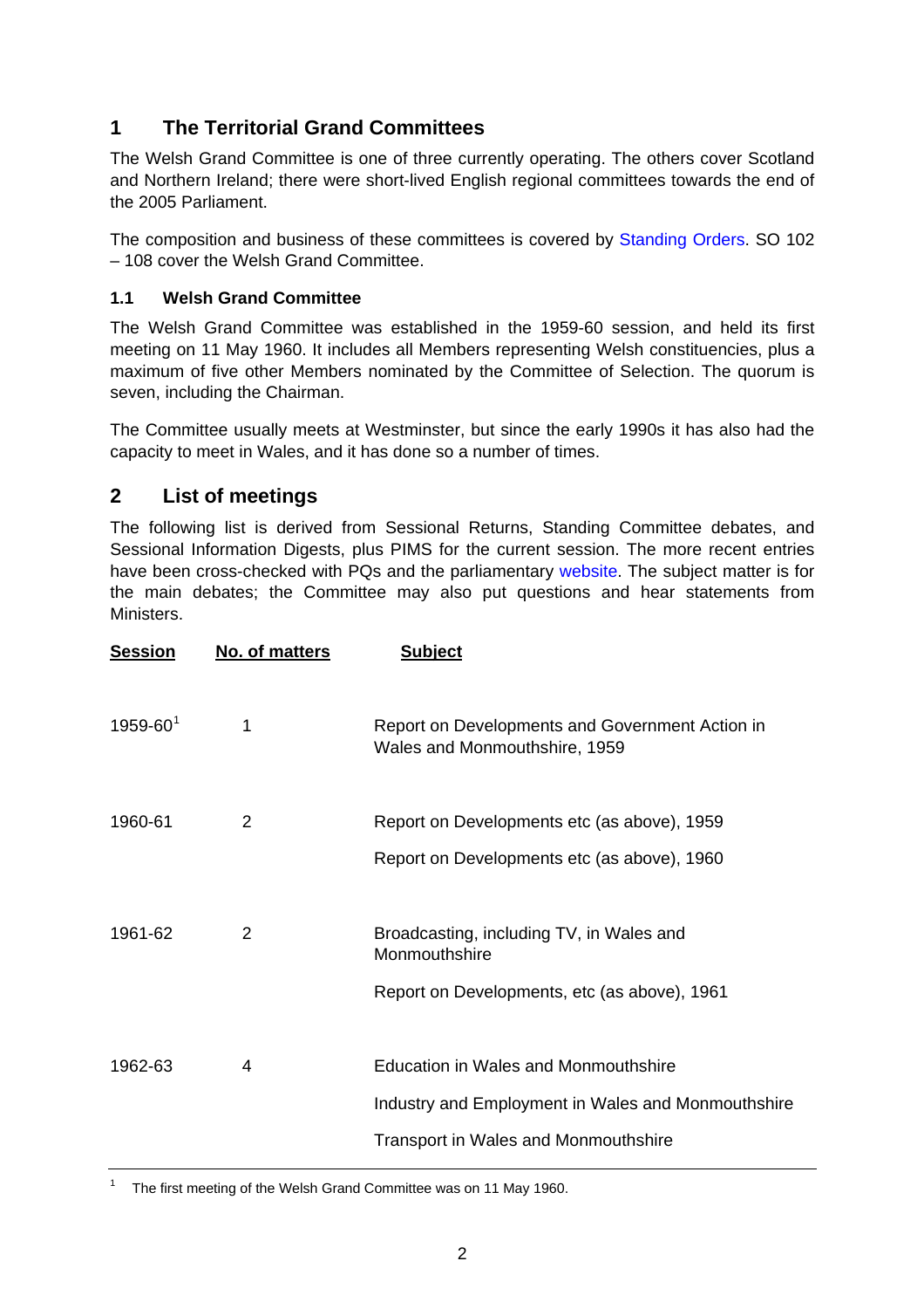## 1 The Territorial Grand Committees

The Welsh Grand Committee is one of three currently operating. The others cover Scotland and Northern Ireland; there were short-lived English regional committees towards the end of the 2005 Parliament.

The composition and business of these committees is covered by Standing Orders. SO 102 – 108 cover the Welsh Grand Committee.

### 1.1 Welsh Grand Committee

The Welsh Grand Committee was established in the 1959-60 session, and held its first meeting on 11 May 1960. It includes all Members representing Welsh constituencies, plus a maximum of five other Members nominated by the Committee of Selection. The quorum is seven, including the Chairman.

The Committee usually meets at Westminster, but since the early 1990s it has also had the capacity to meet in Wales, and it has done so a number of times.

## 2 List of meetings

The following list is derived from Sessional Returns, Standing Committee debates, and Sessional Information Digests, plus PIMS for the current session. The more recent entries have been cross-checked with PQs and the parliamentary website. The subject matter is for the main debates; the Committee may also put questions and hear statements from Ministers.

| Session | No. of matters | Subject |
|---|---|---|
| 1959-60[1] | 1 | Report on Developments and Government Action in Wales and Monmouthshire, 1959 |
| 1960-61 | 2 | Report on Developments etc (as above), 1959 |
| | | Report on Developments etc (as above), 1960 |
| 1961-62 | 2 | Broadcasting, including TV, in Wales and Monmouthshire |
| | | Report on Developments, etc (as above), 1961 |
| 1962-63 | 4 | Education in Wales and Monmouthshire |
| | | Industry and Employment in Wales and Monmouthshire |
| | | Transport in Wales and Monmouthshire |

[1] The first meeting of the Welsh Grand Committee was on 11 May 1960.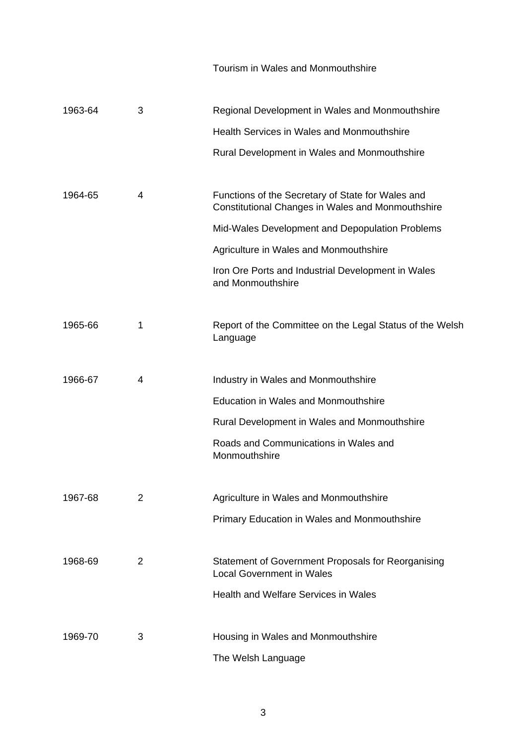| | | |
|---|---|---|
| | | Tourism in Wales and Monmouthshire |
| 1963-64 | 3 | Regional Development in Wales and Monmouthshire |
| | | Health Services in Wales and Monmouthshire |
| | | Rural Development in Wales and Monmouthshire |
| 1964-65 | 4 | Functions of the Secretary of State for Wales and Constitutional Changes in Wales and Monmouthshire |
| | | Mid-Wales Development and Depopulation Problems |
| | | Agriculture in Wales and Monmouthshire |
| | | Iron Ore Ports and Industrial Development in Wales and Monmouthshire |
| 1965-66 | 1 | Report of the Committee on the Legal Status of the Welsh Language |
| 1966-67 | 4 | Industry in Wales and Monmouthshire |
| | | Education in Wales and Monmouthshire |
| | | Rural Development in Wales and Monmouthshire |
| | | Roads and Communications in Wales and Monmouthshire |
| 1967-68 | 2 | Agriculture in Wales and Monmouthshire |
| | | Primary Education in Wales and Monmouthshire |
| 1968-69 | 2 | Statement of Government Proposals for Reorganising Local Government in Wales |
| | | Health and Welfare Services in Wales |
| 1969-70 | 3 | Housing in Wales and Monmouthshire |
| | | The Welsh Language |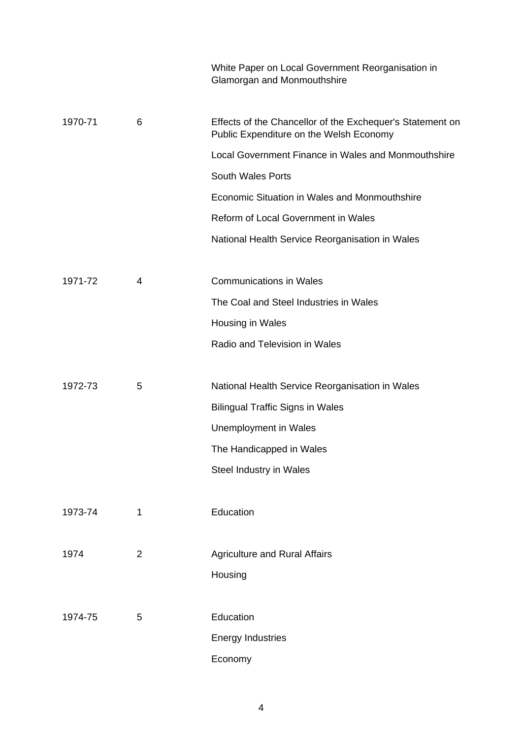| | | |
|---|---|---|
| | | White Paper on Local Government Reorganisation in Glamorgan and Monmouthshire |
| 1970-71 | 6 | Effects of the Chancellor of the Exchequer's Statement on Public Expenditure on the Welsh Economy |
| | | Local Government Finance in Wales and Monmouthshire |
| | | South Wales Ports |
| | | Economic Situation in Wales and Monmouthshire |
| | | Reform of Local Government in Wales |
| | | National Health Service Reorganisation in Wales |
| 1971-72 | 4 | Communications in Wales |
| | | The Coal and Steel Industries in Wales |
| | | Housing in Wales |
| | | Radio and Television in Wales |
| 1972-73 | 5 | National Health Service Reorganisation in Wales |
| | | Bilingual Traffic Signs in Wales |
| | | Unemployment in Wales |
| | | The Handicapped in Wales |
| | | Steel Industry in Wales |
| 1973-74 | 1 | Education |
| 1974 | 2 | Agriculture and Rural Affairs |
| | | Housing |
| 1974-75 | 5 | Education |
| | | Energy Industries |
| | | Economy |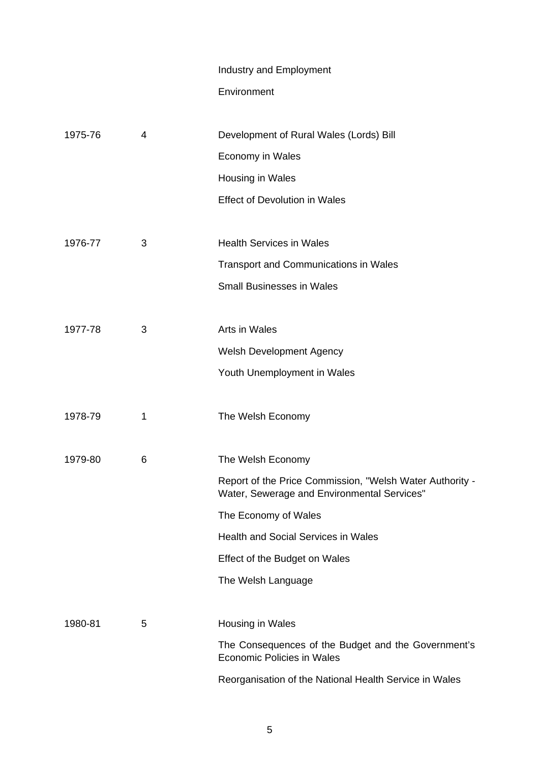| | | |
|---|---|---|
| | | Industry and Employment |
| | | Environment |
| 1975-76 | 4 | Development of Rural Wales (Lords) Bill |
| | | Economy in Wales |
| | | Housing in Wales |
| | | Effect of Devolution in Wales |
| 1976-77 | 3 | Health Services in Wales |
| | | Transport and Communications in Wales |
| | | Small Businesses in Wales |
| 1977-78 | 3 | Arts in Wales |
| | | Welsh Development Agency |
| | | Youth Unemployment in Wales |
| 1978-79 | 1 | The Welsh Economy |
| 1979-80 | 6 | The Welsh Economy |
| | | Report of the Price Commission, "Welsh Water Authority - Water, Sewerage and Environmental Services" |
| | | The Economy of Wales |
| | | Health and Social Services in Wales |
| | | Effect of the Budget on Wales |
| | | The Welsh Language |
| 1980-81 | 5 | Housing in Wales |
| | | The Consequences of the Budget and the Government's Economic Policies in Wales |
| | | Reorganisation of the National Health Service in Wales |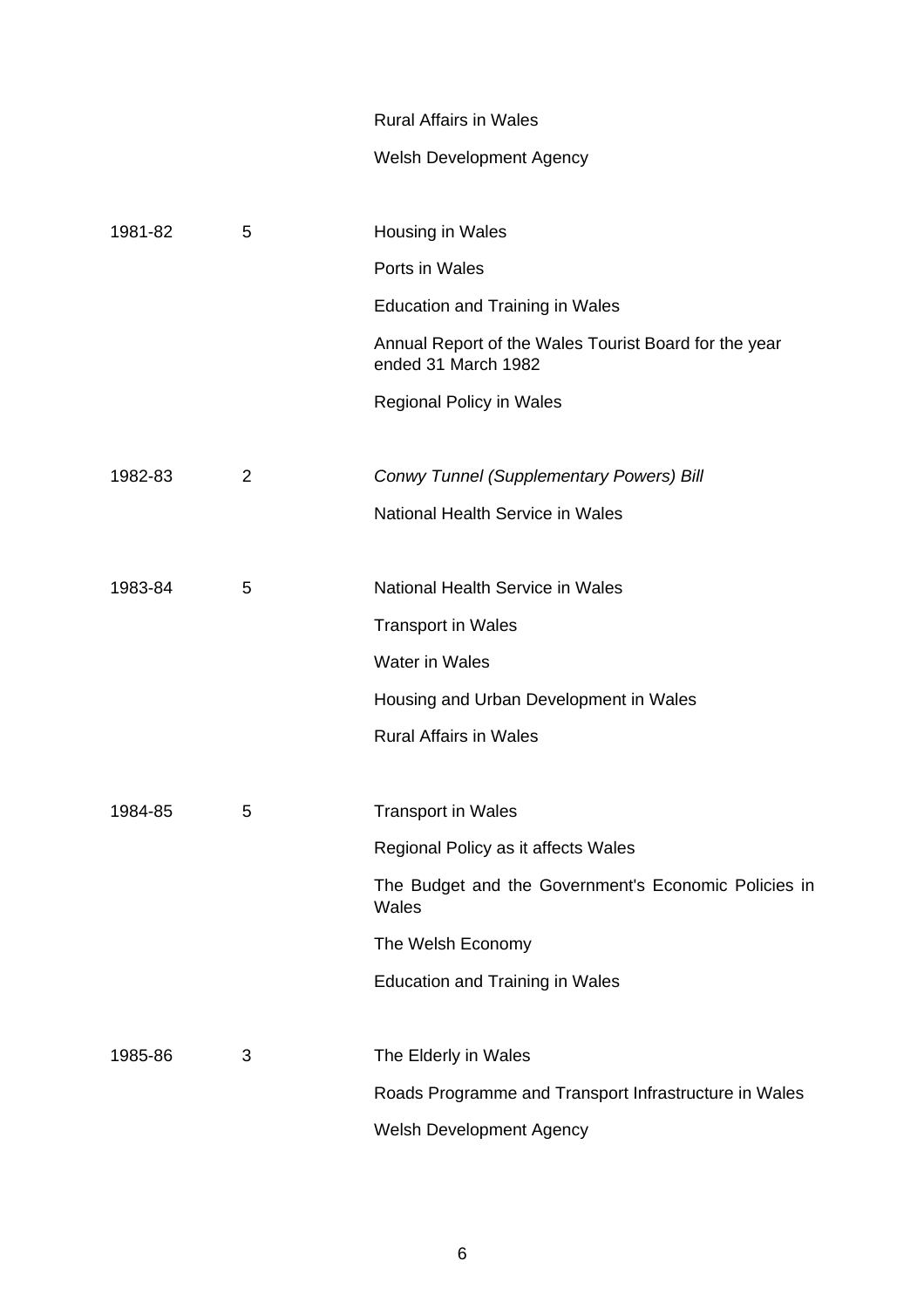| | | |
|---|---|---|
| | | Rural Affairs in Wales |
| | | Welsh Development Agency |
| 1981-82 | 5 | Housing in Wales |
| | | Ports in Wales |
| | | Education and Training in Wales |
| | | Annual Report of the Wales Tourist Board for the year ended 31 March 1982 |
| | | Regional Policy in Wales |
| 1982-83 | 2 | *Conwy Tunnel (Supplementary Powers) Bill* |
| | | National Health Service in Wales |
| 1983-84 | 5 | National Health Service in Wales |
| | | Transport in Wales |
| | | Water in Wales |
| | | Housing and Urban Development in Wales |
| | | Rural Affairs in Wales |
| 1984-85 | 5 | Transport in Wales |
| | | Regional Policy as it affects Wales |
| | | The Budget and the Government's Economic Policies in Wales |
| | | The Welsh Economy |
| | | Education and Training in Wales |
| 1985-86 | 3 | The Elderly in Wales |
| | | Roads Programme and Transport Infrastructure in Wales |
| | | Welsh Development Agency |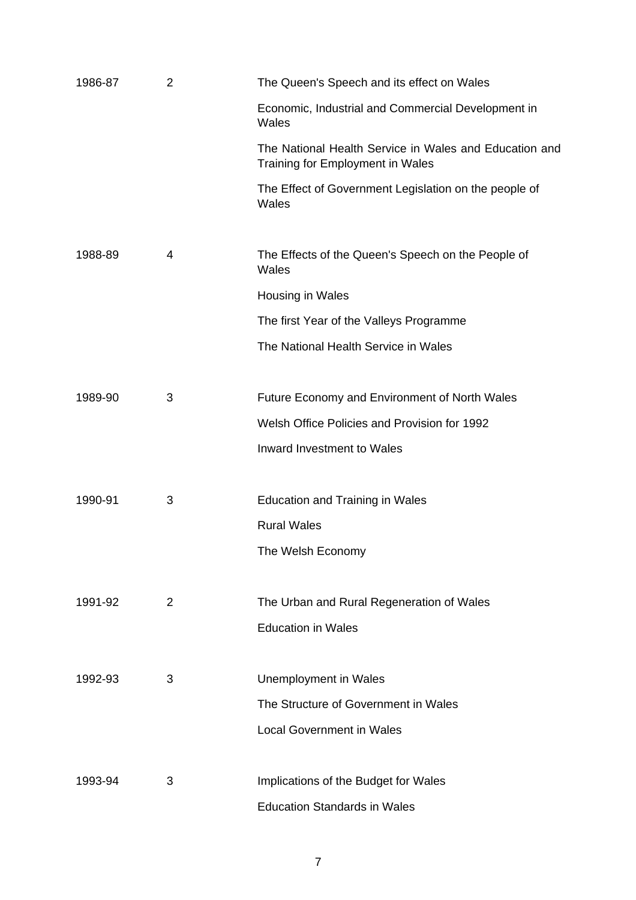| | | |
|---|---|---|
| 1986-87 | 2 | The Queen's Speech and its effect on Wales |
| | | Economic, Industrial and Commercial Development in Wales |
| | | The National Health Service in Wales and Education and Training for Employment in Wales |
| | | The Effect of Government Legislation on the people of Wales |
| 1988-89 | 4 | The Effects of the Queen's Speech on the People of Wales |
| | | Housing in Wales |
| | | The first Year of the Valleys Programme |
| | | The National Health Service in Wales |
| 1989-90 | 3 | Future Economy and Environment of North Wales |
| | | Welsh Office Policies and Provision for 1992 |
| | | Inward Investment to Wales |
| 1990-91 | 3 | Education and Training in Wales |
| | | Rural Wales |
| | | The Welsh Economy |
| 1991-92 | 2 | The Urban and Rural Regeneration of Wales |
| | | Education in Wales |
| 1992-93 | 3 | Unemployment in Wales |
| | | The Structure of Government in Wales |
| | | Local Government in Wales |
| 1993-94 | 3 | Implications of the Budget for Wales |
| | | Education Standards in Wales |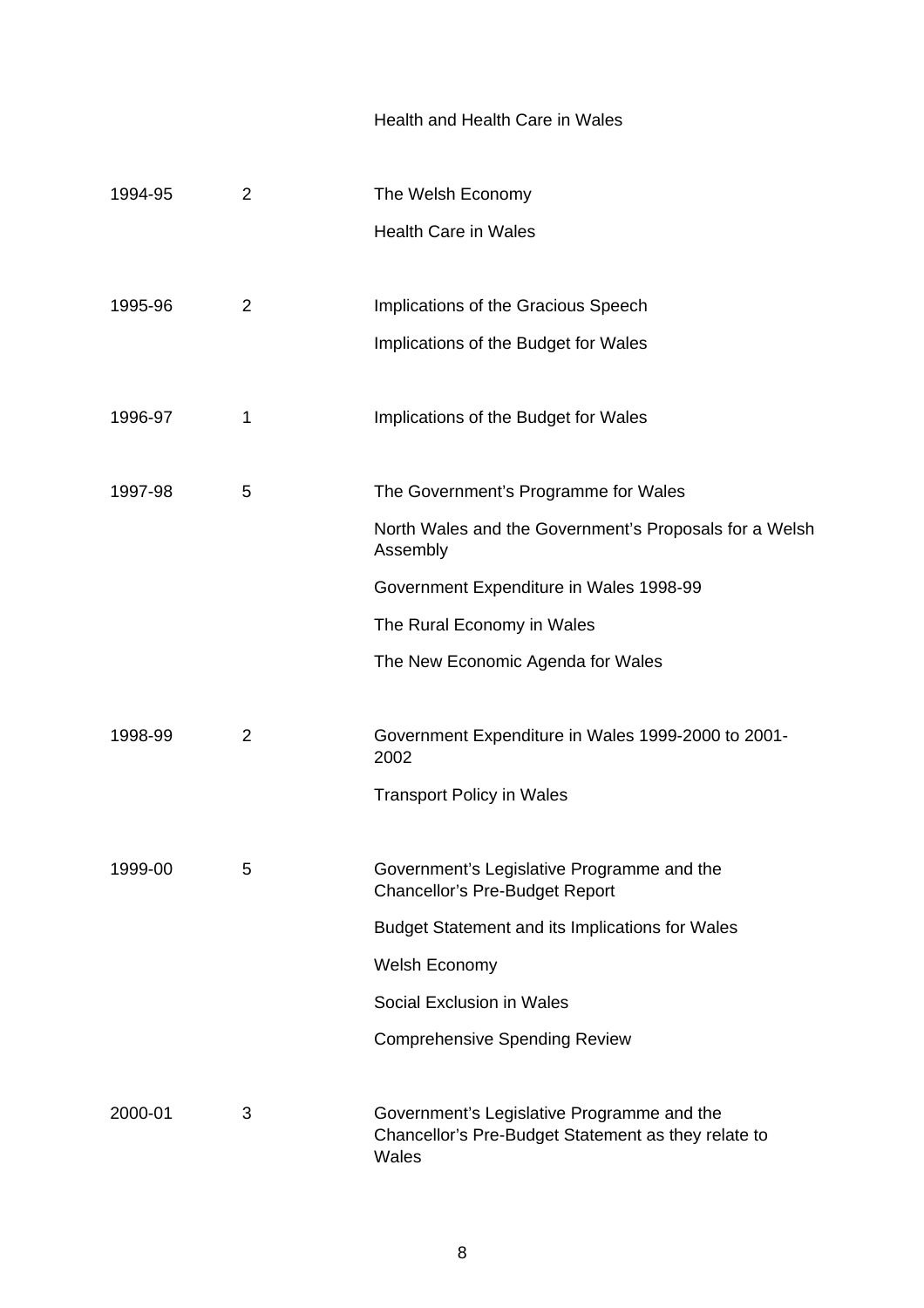| | | |
|---|---|---|
| | | Health and Health Care in Wales |
| 1994-95 | 2 | The Welsh Economy |
| | | Health Care in Wales |
| 1995-96 | 2 | Implications of the Gracious Speech |
| | | Implications of the Budget for Wales |
| 1996-97 | 1 | Implications of the Budget for Wales |
| 1997-98 | 5 | The Government's Programme for Wales |
| | | North Wales and the Government's Proposals for a Welsh Assembly |
| | | Government Expenditure in Wales 1998-99 |
| | | The Rural Economy in Wales |
| | | The New Economic Agenda for Wales |
| 1998-99 | 2 | Government Expenditure in Wales 1999-2000 to 2001-2002 |
| | | Transport Policy in Wales |
| 1999-00 | 5 | Government's Legislative Programme and the Chancellor's Pre-Budget Report |
| | | Budget Statement and its Implications for Wales |
| | | Welsh Economy |
| | | Social Exclusion in Wales |
| | | Comprehensive Spending Review |
| 2000-01 | 3 | Government's Legislative Programme and the Chancellor's Pre-Budget Statement as they relate to Wales |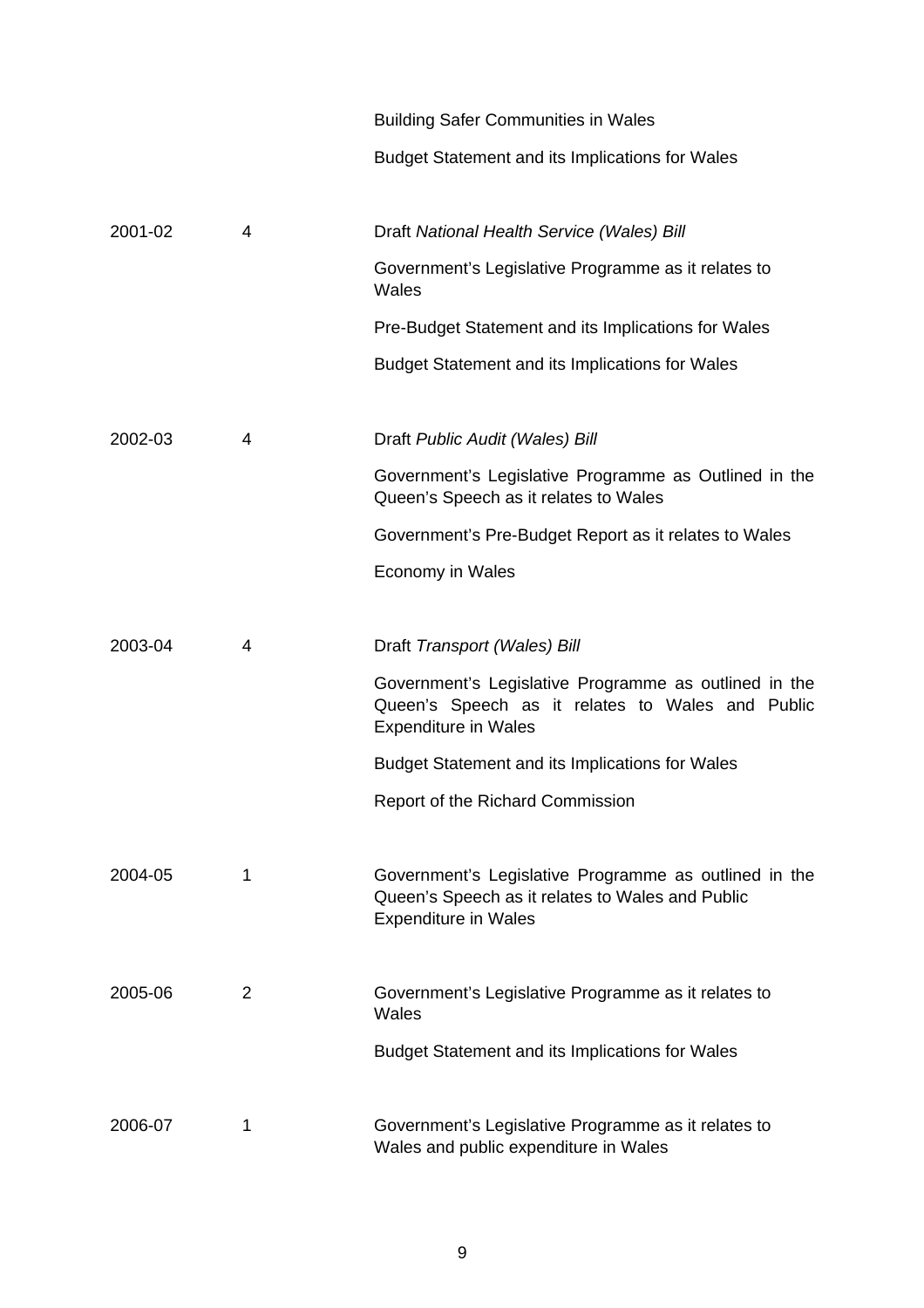| | | |
|---|---|---|
| | | Building Safer Communities in Wales |
| | | Budget Statement and its Implications for Wales |
| 2001-02 | 4 | Draft *National Health Service (Wales) Bill* |
| | | Government's Legislative Programme as it relates to Wales |
| | | Pre-Budget Statement and its Implications for Wales |
| | | Budget Statement and its Implications for Wales |
| 2002-03 | 4 | Draft *Public Audit (Wales) Bill* |
| | | Government's Legislative Programme as Outlined in the Queen's Speech as it relates to Wales |
| | | Government's Pre-Budget Report as it relates to Wales |
| | | Economy in Wales |
| 2003-04 | 4 | Draft *Transport (Wales) Bill* |
| | | Government's Legislative Programme as outlined in the Queen's Speech as it relates to Wales and Public Expenditure in Wales |
| | | Budget Statement and its Implications for Wales |
| | | Report of the Richard Commission |
| 2004-05 | 1 | Government's Legislative Programme as outlined in the Queen's Speech as it relates to Wales and Public Expenditure in Wales |
| 2005-06 | 2 | Government's Legislative Programme as it relates to Wales |
| | | Budget Statement and its Implications for Wales |
| 2006-07 | 1 | Government's Legislative Programme as it relates to Wales and public expenditure in Wales |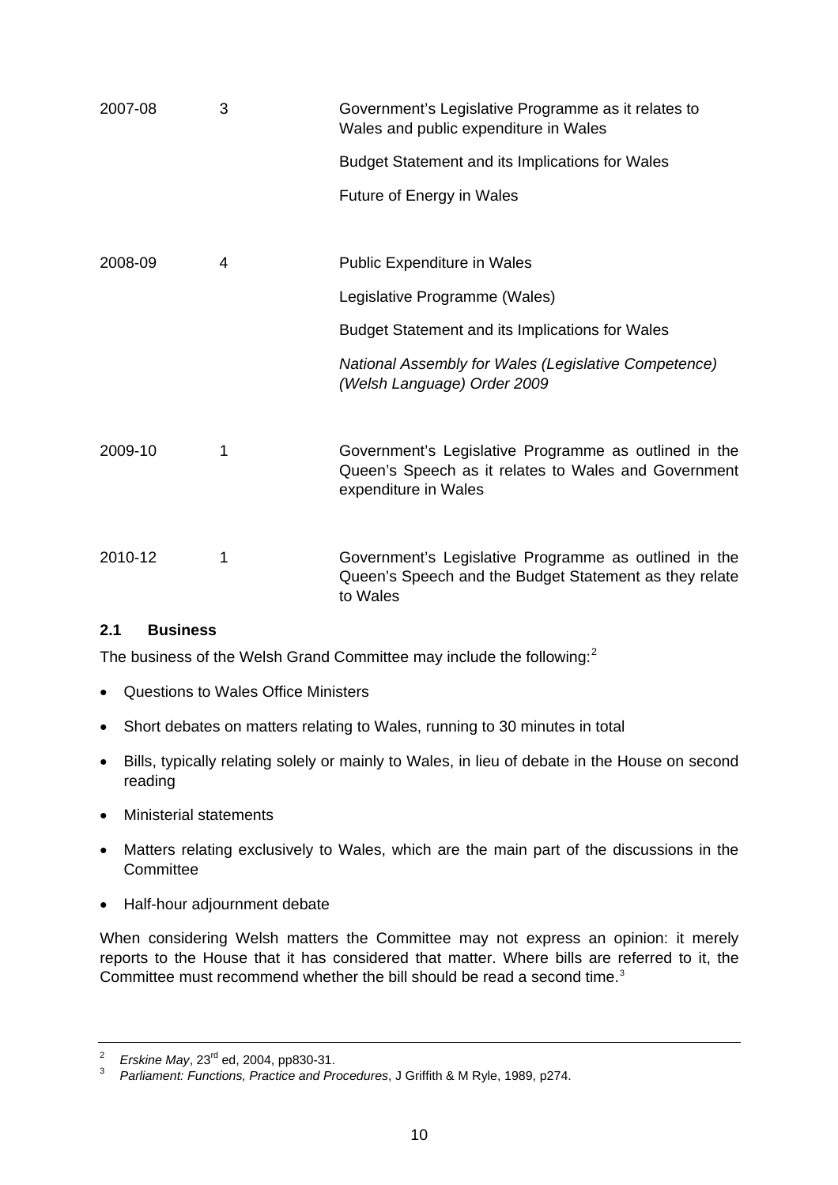| | | |
|---|---|---|
| 2007-08 | 3 | Government's Legislative Programme as it relates to Wales and public expenditure in Wales<br><br>Budget Statement and its Implications for Wales<br><br>Future of Energy in Wales |
| 2008-09 | 4 | Public Expenditure in Wales<br><br>Legislative Programme (Wales)<br><br>Budget Statement and its Implications for Wales<br><br>*National Assembly for Wales (Legislative Competence) (Welsh Language) Order 2009* |
| 2009-10 | 1 | Government's Legislative Programme as outlined in the Queen's Speech as it relates to Wales and Government expenditure in Wales |
| 2010-12 | 1 | Government's Legislative Programme as outlined in the Queen's Speech and the Budget Statement as they relate to Wales |

### 2.1 Business

The business of the Welsh Grand Committee may include the following:[2]

- Questions to Wales Office Ministers
- Short debates on matters relating to Wales, running to 30 minutes in total
- Bills, typically relating solely or mainly to Wales, in lieu of debate in the House on second reading
- Ministerial statements
- Matters relating exclusively to Wales, which are the main part of the discussions in the Committee
- Half-hour adjournment debate

When considering Welsh matters the Committee may not express an opinion: it merely reports to the House that it has considered that matter. Where bills are referred to it, the Committee must recommend whether the bill should be read a second time.[3]

---

[2] *Erskine May*, 23rd ed, 2004, pp830-31.

[3] *Parliament: Functions, Practice and Procedures*, J Griffith & M Ryle, 1989, p274.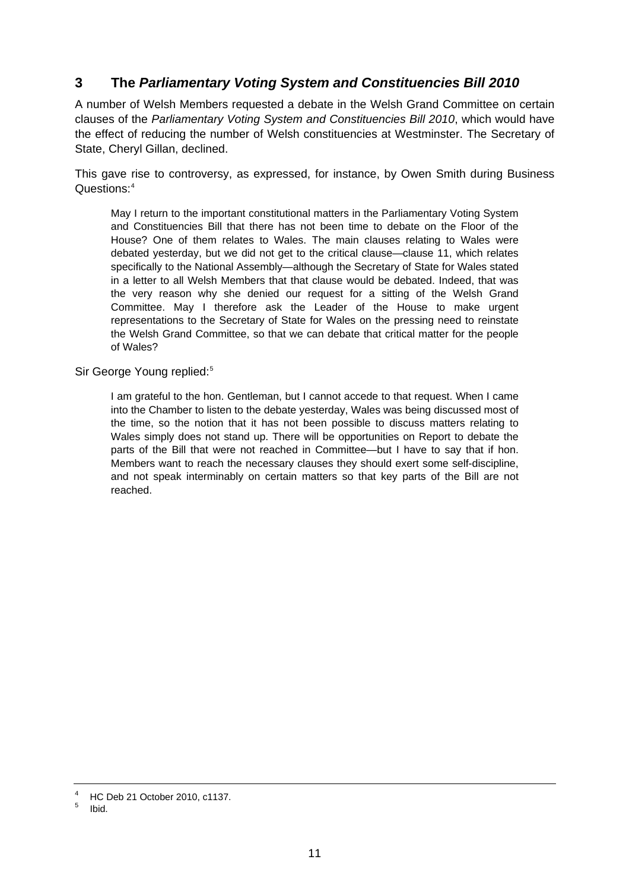## 3 The *Parliamentary Voting System and Constituencies Bill 2010*

A number of Welsh Members requested a debate in the Welsh Grand Committee on certain clauses of the *Parliamentary Voting System and Constituencies Bill 2010*, which would have the effect of reducing the number of Welsh constituencies at Westminster. The Secretary of State, Cheryl Gillan, declined.

This gave rise to controversy, as expressed, for instance, by Owen Smith during Business Questions:[4]

> May I return to the important constitutional matters in the Parliamentary Voting System and Constituencies Bill that there has not been time to debate on the Floor of the House? One of them relates to Wales. The main clauses relating to Wales were debated yesterday, but we did not get to the critical clause—clause 11, which relates specifically to the National Assembly—although the Secretary of State for Wales stated in a letter to all Welsh Members that that clause would be debated. Indeed, that was the very reason why she denied our request for a sitting of the Welsh Grand Committee. May I therefore ask the Leader of the House to make urgent representations to the Secretary of State for Wales on the pressing need to reinstate the Welsh Grand Committee, so that we can debate that critical matter for the people of Wales?

Sir George Young replied:[5]

> I am grateful to the hon. Gentleman, but I cannot accede to that request. When I came into the Chamber to listen to the debate yesterday, Wales was being discussed most of the time, so the notion that it has not been possible to discuss matters relating to Wales simply does not stand up. There will be opportunities on Report to debate the parts of the Bill that were not reached in Committee—but I have to say that if hon. Members want to reach the necessary clauses they should exert some self-discipline, and not speak interminably on certain matters so that key parts of the Bill are not reached.

---

[4] HC Deb 21 October 2010, c1137.

[5] Ibid.